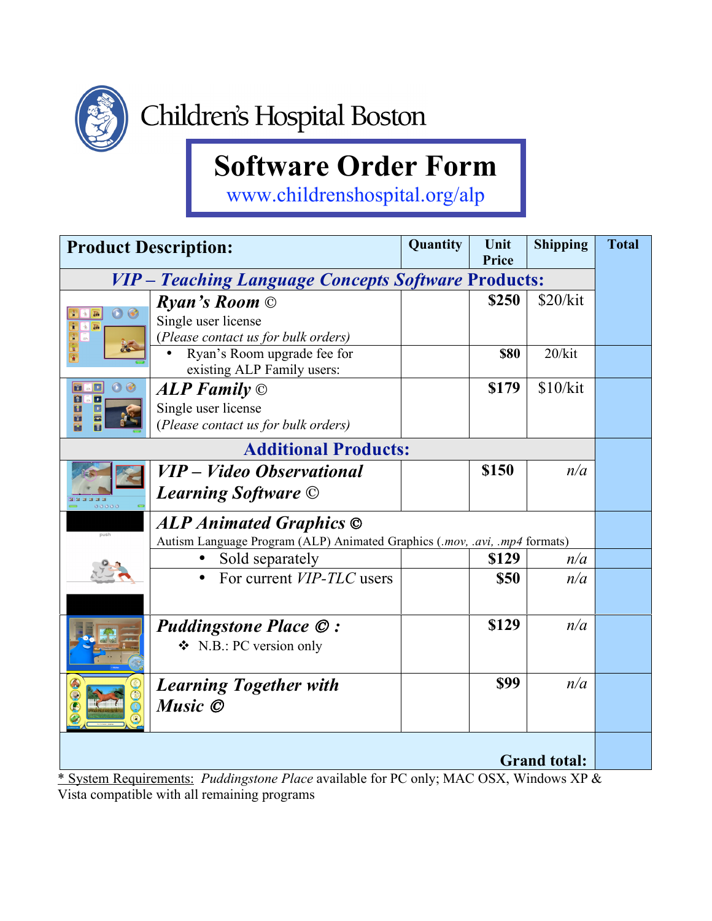Children's Hospital Boston

# Software Order Form

www.childrenshospital.org/alp

| Product Description: | Quantity | Unit Price | Shipping | Total |
|---|---|---|---|---|
| ***VIP – Teaching Language Concepts Software* Products:** | | | | |
| ***Ryan's Room ©*** Single user license (*Please contact us for bulk orders)* | | **$250** | $20/kit | |
| • Ryan's Room upgrade fee for existing ALP Family users: | | **$80** | 20/kit | |
| ***ALP Family ©*** Single user license (*Please contact us for bulk orders)* | | **$179** | $10/kit | |
| **Additional Products:** | | | | |
| ***VIP – Video Observational Learning Software ©*** | | **$150** | *n/a* | |
| ***ALP Animated Graphics ©*** Autism Language Program (ALP) Animated Graphics (*.mov, .avi, .mp4* formats) | | | | |
| • Sold separately | | **$129** | *n/a* | |
| • For current *VIP-TLC* users | | **$50** | *n/a* | |
| ***Puddingstone Place © :*** ❖ N.B.: PC version only | | **$129** | *n/a* | |
| ***Learning Together with Music ©*** | | **$99** | *n/a* | |
| **Grand total:** | | | | |

* System Requirements: *Puddingstone Place* available for PC only; MAC OSX, Windows XP & Vista compatible with all remaining programs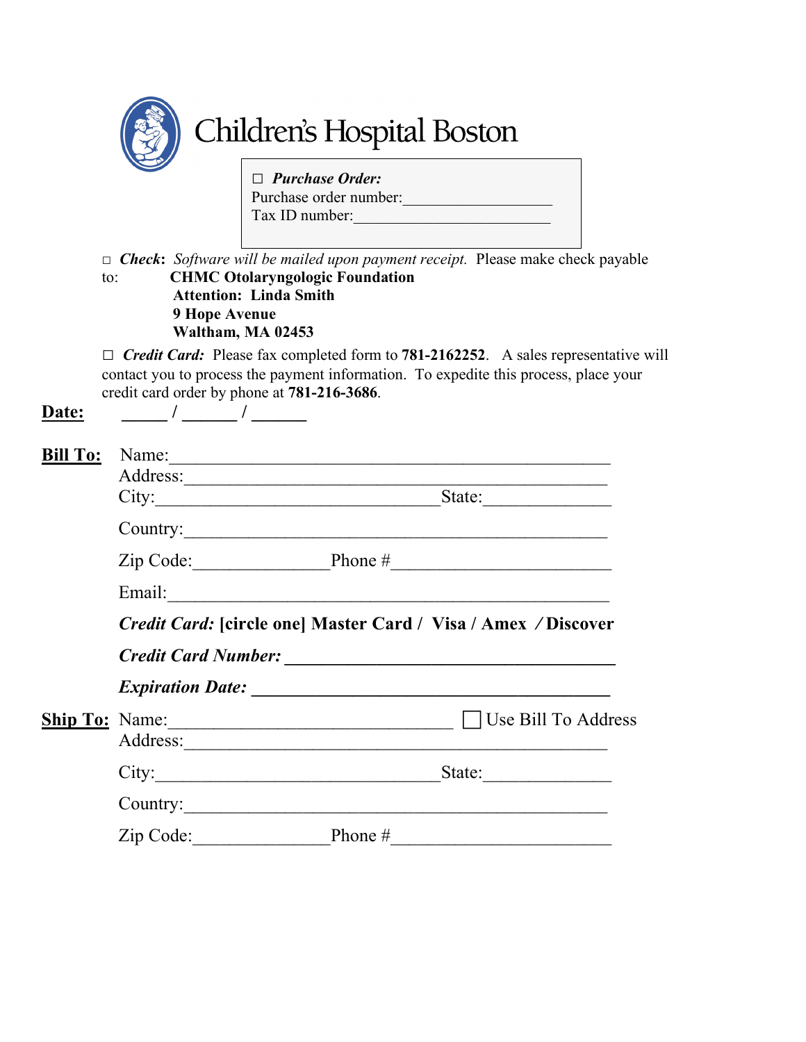# Children's Hospital Boston

☐ ***Purchase Order:***
Purchase order number:___________________
Tax ID number:_________________________

☐ ***Check***: *Software will be mailed upon payment receipt.* Please make check payable to: **CHMC Otolaryngologic Foundation**
**Attention: Linda Smith**
**9 Hope Avenue**
**Waltham, MA 02453**

☐ ***Credit Card:*** Please fax completed form to **781-2162252**. A sales representative will contact you to process the payment information. To expedite this process, place your credit card order by phone at **781-216-3686**.

**Date:** _____ / ______ / ______

**Bill To:** Name:________________________________________________
Address:______________________________________________
City:______________________________State:_____________
Country:______________________________________________
Zip Code:_______________Phone #________________________
Email:________________________________________________

***Credit Card:* [circle one] Master Card / Visa / Amex / Discover**

***Credit Card Number:* ____________________________________**

***Expiration Date:* _______________________________________**

**Ship To:** Name:______________________________ ☐ Use Bill To Address
Address:______________________________________________
City:______________________________State:_____________
Country:______________________________________________
Zip Code:_______________Phone #________________________